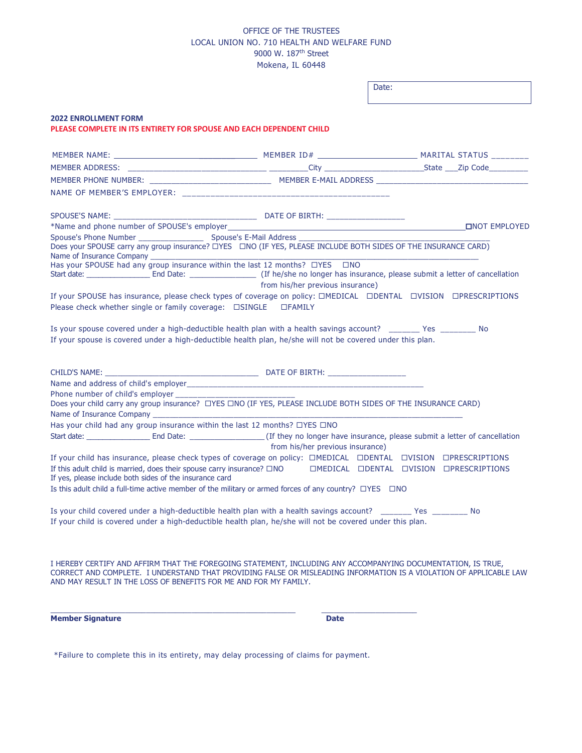OFFICE OF THE TRUSTEES
LOCAL UNION NO. 710 HEALTH AND WELFARE FUND
9000 W. 187th Street
Mokena, IL 60448

Date:

**2022 ENROLLMENT FORM**
**PLEASE COMPLETE IN ITS ENTIRETY FOR SPOUSE AND EACH DEPENDENT CHILD**

MEMBER NAME: ______________________________ MEMBER ID# ______________________ MARITAL STATUS ________
MEMBER ADDRESS: ______________________________ _________City ______________________State ___Zip Code_________
MEMBER PHONE NUMBER: ___________________________ MEMBER E-MAIL ADDRESS ___________________________________
NAME OF MEMBER'S EMPLOYER: _____________________________________________

SPOUSE'S NAME: _______________________________ DATE OF BIRTH: _________________
*Name and phone number of SPOUSE's employer________________________________________________________☐NOT EMPLOYED
Spouse's Phone Number _______________ Spouse's E-Mail Address ____________________________________________
Does your SPOUSE carry any group insurance? ☐YES ☐NO (IF YES, PLEASE INCLUDE BOTH SIDES OF THE INSURANCE CARD)
Name of Insurance Company _________________________________________________________________________
Has your SPOUSE had any group insurance within the last 12 months? ☐YES ☐NO
Start date: _______________ End Date: _______________ (If he/she no longer has insurance, please submit a letter of cancellation from his/her previous insurance)
If your SPOUSE has insurance, please check types of coverage on policy: ☐MEDICAL ☐DENTAL ☐VISION ☐PRESCRIPTIONS
Please check whether single or family coverage: ☐SINGLE ☐FAMILY

Is your spouse covered under a high-deductible health plan with a health savings account? _______ Yes ________ No
If your spouse is covered under a high-deductible health plan, he/she will not be covered under this plan.

CHILD'S NAME: ___________________________________ DATE OF BIRTH: _________________
Name and address of child's employer_______________________________________________________
Phone number of child's employer ___________________________
Does your child carry any group insurance? ☐YES ☐NO (IF YES, PLEASE INCLUDE BOTH SIDES OF THE INSURANCE CARD)
Name of Insurance Company _________________________________________________________________________
Has your child had any group insurance within the last 12 months? ☐YES ☐NO
Start date: _______________ End Date: _________________(If they no longer have insurance, please submit a letter of cancellation from his/her previous insurance)
If your child has insurance, please check types of coverage on policy: ☐MEDICAL ☐DENTAL ☐VISION ☐PRESCRIPTIONS
If this adult child is married, does their spouse carry insurance? ☐NO ☐MEDICAL ☐DENTAL ☐VISION ☐PRESCRIPTIONS
If yes, please include both sides of the insurance card
Is this adult child a full-time active member of the military or armed forces of any country? ☐YES ☐NO

Is your child covered under a high-deductible health plan with a health savings account? _______ Yes ________ No
If your child is covered under a high-deductible health plan, he/she will not be covered under this plan.

I HEREBY CERTIFY AND AFFIRM THAT THE FOREGOING STATEMENT, INCLUDING ANY ACCOMPANYING DOCUMENTATION, IS TRUE, CORRECT AND COMPLETE. I UNDERSTAND THAT PROVIDING FALSE OR MISLEADING INFORMATION IS A VIOLATION OF APPLICABLE LAW AND MAY RESULT IN THE LOSS OF BENEFITS FOR ME AND FOR MY FAMILY.

_______________________________________________________ ______________________
**Member Signature** **Date**

*Failure to complete this in its entirety, may delay processing of claims for payment.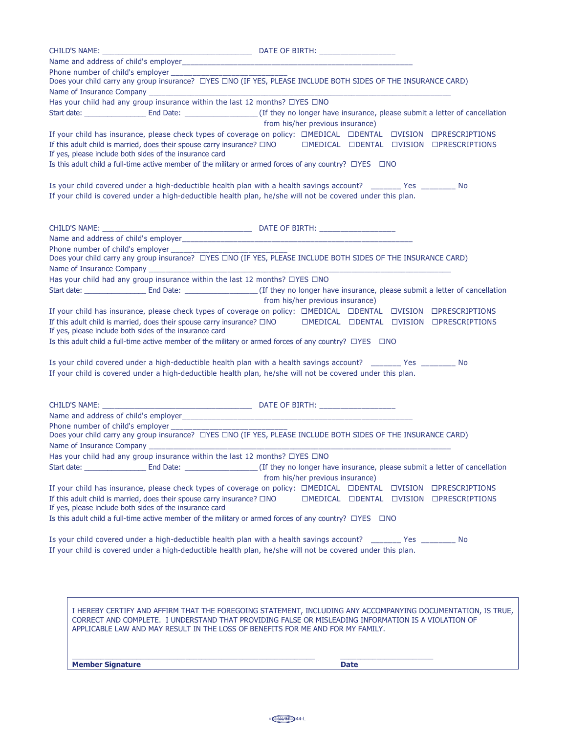CHILD'S NAME: ___________________________________ DATE OF BIRTH: __________________

Name and address of child's employer_______________________________________________________

Phone number of child's employer ____________________________

Does your child carry any group insurance? ☐YES ☐NO (IF YES, PLEASE INCLUDE BOTH SIDES OF THE INSURANCE CARD)

Name of Insurance Company ________________________________________________________________________

Has your child had any group insurance within the last 12 months? ☐YES ☐NO

Start date: _______________ End Date: _________________ (If they no longer have insurance, please submit a letter of cancellation from his/her previous insurance)

If your child has insurance, please check types of coverage on policy: ☐MEDICAL ☐DENTAL ☐VISION ☐PRESCRIPTIONS

If this adult child is married, does their spouse carry insurance? ☐NO ☐MEDICAL ☐DENTAL ☐VISION ☐PRESCRIPTIONS

If yes, please include both sides of the insurance card

Is this adult child a full-time active member of the military or armed forces of any country? ☐YES ☐NO

Is your child covered under a high-deductible health plan with a health savings account? _______ Yes ________ No

If your child is covered under a high-deductible health plan, he/she will not be covered under this plan.

CHILD'S NAME: ___________________________________ DATE OF BIRTH: __________________

Name and address of child's employer_______________________________________________________

Phone number of child's employer ____________________________

Does your child carry any group insurance? ☐YES ☐NO (IF YES, PLEASE INCLUDE BOTH SIDES OF THE INSURANCE CARD)

Name of Insurance Company ________________________________________________________________________

Has your child had any group insurance within the last 12 months? ☐YES ☐NO

Start date: _______________ End Date: _________________ (If they no longer have insurance, please submit a letter of cancellation from his/her previous insurance)

If your child has insurance, please check types of coverage on policy: ☐MEDICAL ☐DENTAL ☐VISION ☐PRESCRIPTIONS

If this adult child is married, does their spouse carry insurance? ☐NO ☐MEDICAL ☐DENTAL ☐VISION ☐PRESCRIPTIONS

If yes, please include both sides of the insurance card

Is this adult child a full-time active member of the military or armed forces of any country? ☐YES ☐NO

Is your child covered under a high-deductible health plan with a health savings account? _______ Yes ________ No

If your child is covered under a high-deductible health plan, he/she will not be covered under this plan.

CHILD'S NAME: ___________________________________ DATE OF BIRTH: __________________

Name and address of child's employer_______________________________________________________

Phone number of child's employer ____________________________

Does your child carry any group insurance? ☐YES ☐NO (IF YES, PLEASE INCLUDE BOTH SIDES OF THE INSURANCE CARD)

Name of Insurance Company ________________________________________________________________________

Has your child had any group insurance within the last 12 months? ☐YES ☐NO

Start date: _______________ End Date: _________________ (If they no longer have insurance, please submit a letter of cancellation from his/her previous insurance)

If your child has insurance, please check types of coverage on policy: ☐MEDICAL ☐DENTAL ☐VISION ☐PRESCRIPTIONS

If this adult child is married, does their spouse carry insurance? ☐NO ☐MEDICAL ☐DENTAL ☐VISION ☐PRESCRIPTIONS

If yes, please include both sides of the insurance card

Is this adult child a full-time active member of the military or armed forces of any country? ☐YES ☐NO

Is your child covered under a high-deductible health plan with a health savings account? _______ Yes ________ No

If your child is covered under a high-deductible health plan, he/she will not be covered under this plan.

I HEREBY CERTIFY AND AFFIRM THAT THE FOREGOING STATEMENT, INCLUDING ANY ACCOMPANYING DOCUMENTATION, IS TRUE, CORRECT AND COMPLETE. I UNDERSTAND THAT PROVIDING FALSE OR MISLEADING INFORMATION IS A VIOLATION OF APPLICABLE LAW AND MAY RESULT IN THE LOSS OF BENEFITS FOR ME AND FOR MY FAMILY.

_____________________________________________ ______________________

**Member Signature** **Date**

GCC/IBT 44-L